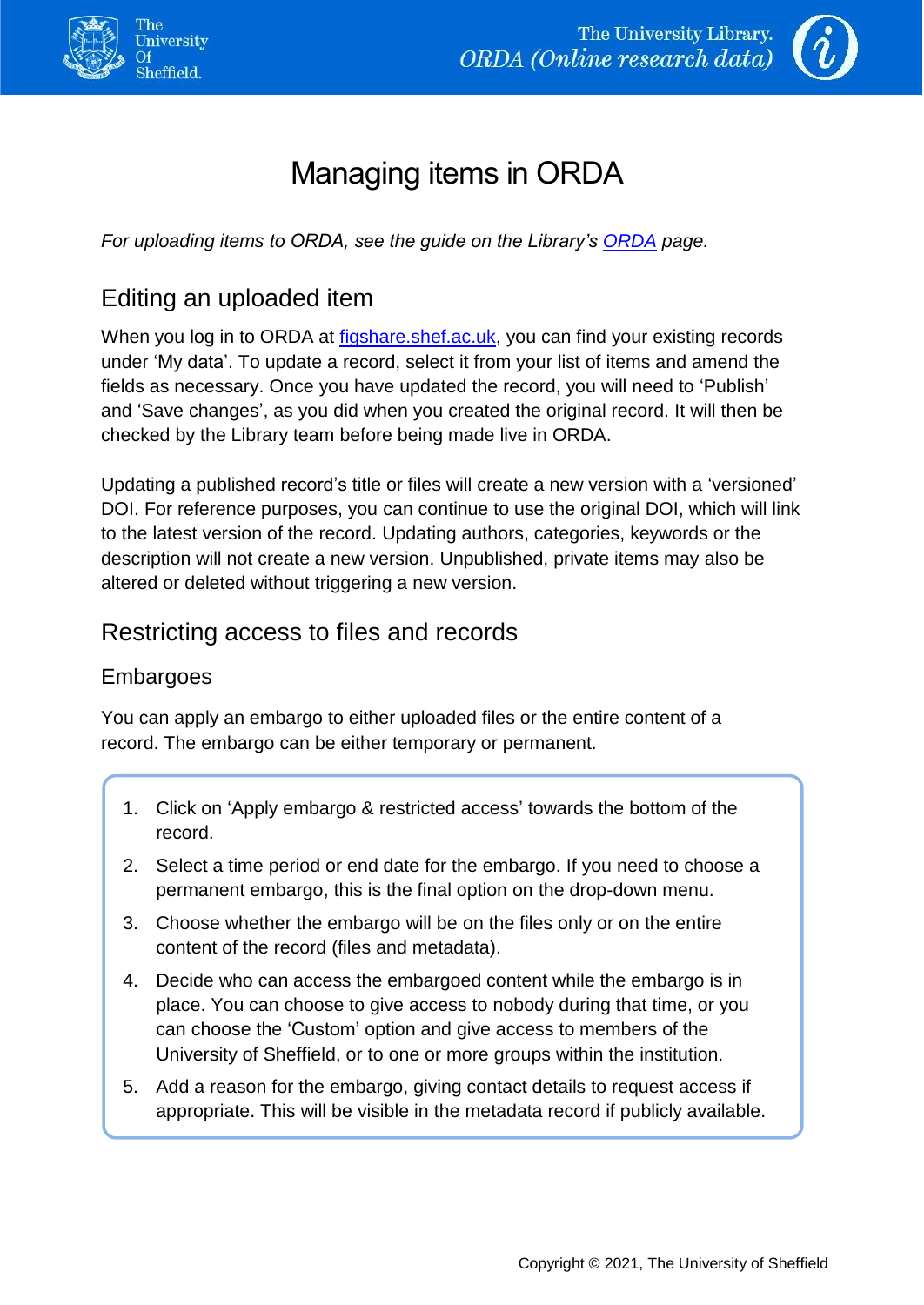# Managing items in ORDA

*For uploading items to ORDA, see the guide on the Library's [ORDA](ORDA) page.*

## Editing an uploaded item

When you log in to ORDA at [figshare.shef.ac.uk](figshare.shef.ac.uk), you can find your existing records under 'My data'. To update a record, select it from your list of items and amend the fields as necessary. Once you have updated the record, you will need to 'Publish' and 'Save changes', as you did when you created the original record. It will then be checked by the Library team before being made live in ORDA.

Updating a published record's title or files will create a new version with a 'versioned' DOI. For reference purposes, you can continue to use the original DOI, which will link to the latest version of the record. Updating authors, categories, keywords or the description will not create a new version. Unpublished, private items may also be altered or deleted without triggering a new version.

## Restricting access to files and records

### Embargoes

You can apply an embargo to either uploaded files or the entire content of a record. The embargo can be either temporary or permanent.

1. Click on 'Apply embargo & restricted access' towards the bottom of the record.
2. Select a time period or end date for the embargo. If you need to choose a permanent embargo, this is the final option on the drop-down menu.
3. Choose whether the embargo will be on the files only or on the entire content of the record (files and metadata).
4. Decide who can access the embargoed content while the embargo is in place. You can choose to give access to nobody during that time, or you can choose the 'Custom' option and give access to members of the University of Sheffield, or to one or more groups within the institution.
5. Add a reason for the embargo, giving contact details to request access if appropriate. This will be visible in the metadata record if publicly available.

Copyright © 2021, The University of Sheffield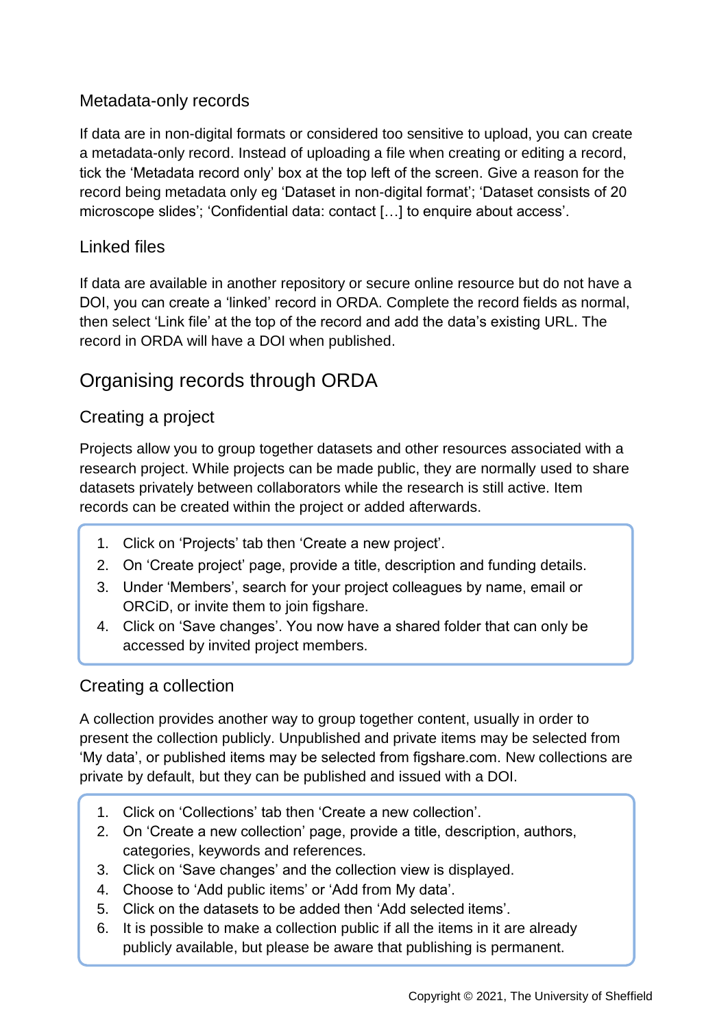### Metadata-only records

If data are in non-digital formats or considered too sensitive to upload, you can create a metadata-only record. Instead of uploading a file when creating or editing a record, tick the 'Metadata record only' box at the top left of the screen. Give a reason for the record being metadata only eg 'Dataset in non-digital format'; 'Dataset consists of 20 microscope slides'; 'Confidential data: contact […] to enquire about access'.

### Linked files

If data are available in another repository or secure online resource but do not have a DOI, you can create a 'linked' record in ORDA. Complete the record fields as normal, then select 'Link file' at the top of the record and add the data's existing URL. The record in ORDA will have a DOI when published.

## Organising records through ORDA

### Creating a project

Projects allow you to group together datasets and other resources associated with a research project. While projects can be made public, they are normally used to share datasets privately between collaborators while the research is still active. Item records can be created within the project or added afterwards.

1. Click on 'Projects' tab then 'Create a new project'.
2. On 'Create project' page, provide a title, description and funding details.
3. Under 'Members', search for your project colleagues by name, email or ORCiD, or invite them to join figshare.
4. Click on 'Save changes'. You now have a shared folder that can only be accessed by invited project members.

### Creating a collection

A collection provides another way to group together content, usually in order to present the collection publicly. Unpublished and private items may be selected from 'My data', or published items may be selected from figshare.com. New collections are private by default, but they can be published and issued with a DOI.

1. Click on 'Collections' tab then 'Create a new collection'.
2. On 'Create a new collection' page, provide a title, description, authors, categories, keywords and references.
3. Click on 'Save changes' and the collection view is displayed.
4. Choose to 'Add public items' or 'Add from My data'.
5. Click on the datasets to be added then 'Add selected items'.
6. It is possible to make a collection public if all the items in it are already publicly available, but please be aware that publishing is permanent.

Copyright © 2021, The University of Sheffield